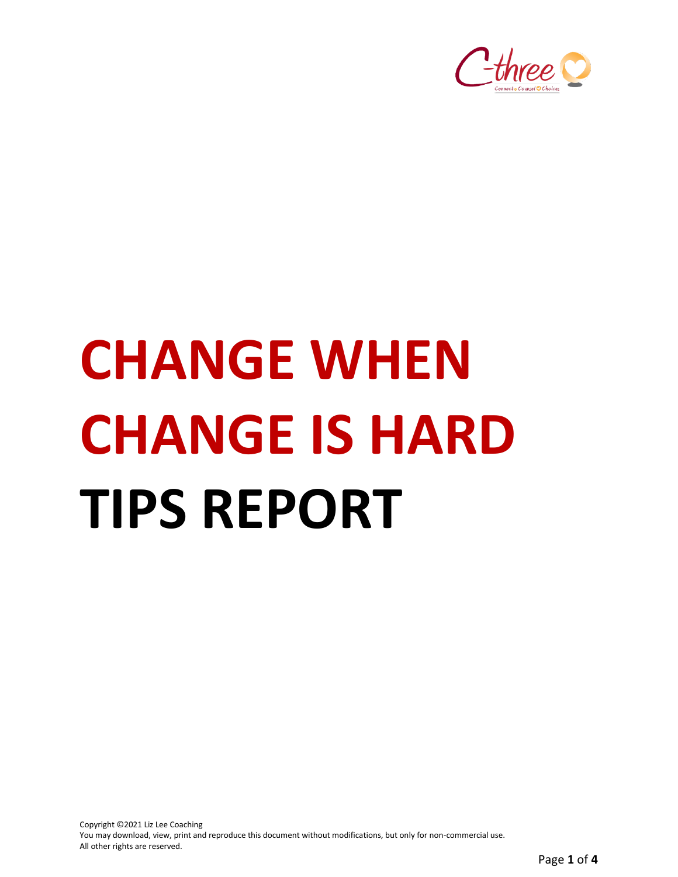# CHANGE WHEN CHANGE IS HARD TIPS REPORT

Copyright ©2021 Liz Lee Coaching
You may download, view, print and reproduce this document without modifications, but only for non-commercial use.
All other rights are reserved.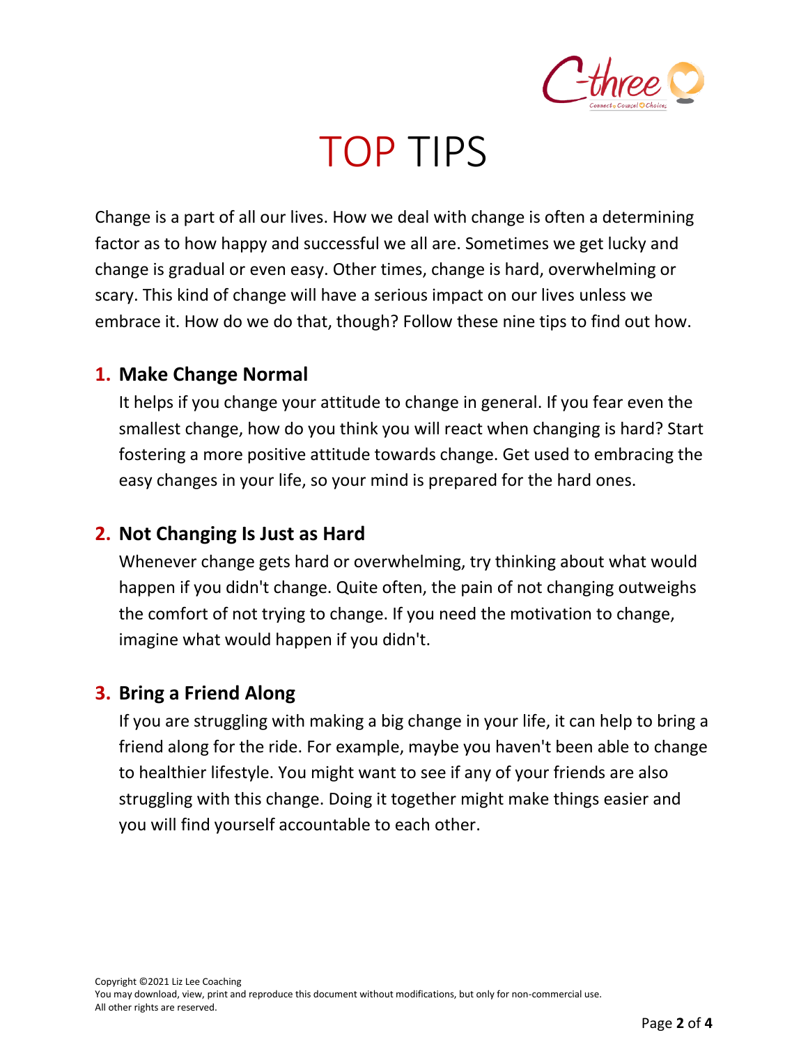# TOP TIPS

Change is a part of all our lives. How we deal with change is often a determining factor as to how happy and successful we all are. Sometimes we get lucky and change is gradual or even easy. Other times, change is hard, overwhelming or scary. This kind of change will have a serious impact on our lives unless we embrace it. How do we do that, though? Follow these nine tips to find out how.

## 1. Make Change Normal

It helps if you change your attitude to change in general. If you fear even the smallest change, how do you think you will react when changing is hard? Start fostering a more positive attitude towards change. Get used to embracing the easy changes in your life, so your mind is prepared for the hard ones.

## 2. Not Changing Is Just as Hard

Whenever change gets hard or overwhelming, try thinking about what would happen if you didn't change. Quite often, the pain of not changing outweighs the comfort of not trying to change. If you need the motivation to change, imagine what would happen if you didn't.

## 3. Bring a Friend Along

If you are struggling with making a big change in your life, it can help to bring a friend along for the ride. For example, maybe you haven't been able to change to healthier lifestyle. You might want to see if any of your friends are also struggling with this change. Doing it together might make things easier and you will find yourself accountable to each other.

Copyright ©2021 Liz Lee Coaching
You may download, view, print and reproduce this document without modifications, but only for non-commercial use.
All other rights are reserved.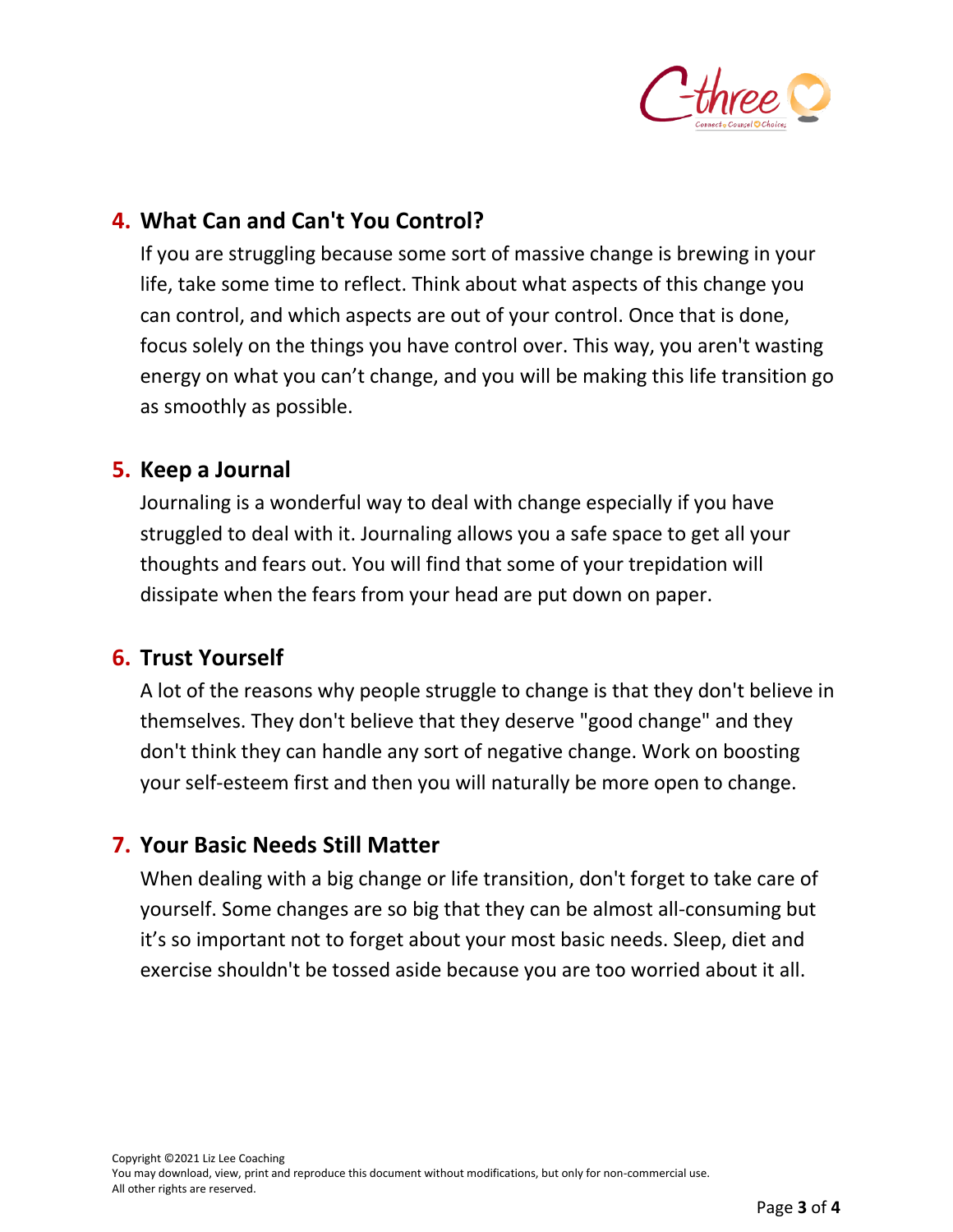4. **What Can and Can't You Control?**

   If you are struggling because some sort of massive change is brewing in your life, take some time to reflect. Think about what aspects of this change you can control, and which aspects are out of your control. Once that is done, focus solely on the things you have control over. This way, you aren't wasting energy on what you can't change, and you will be making this life transition go as smoothly as possible.

5. **Keep a Journal**

   Journaling is a wonderful way to deal with change especially if you have struggled to deal with it. Journaling allows you a safe space to get all your thoughts and fears out. You will find that some of your trepidation will dissipate when the fears from your head are put down on paper.

6. **Trust Yourself**

   A lot of the reasons why people struggle to change is that they don't believe in themselves. They don't believe that they deserve "good change" and they don't think they can handle any sort of negative change. Work on boosting your self-esteem first and then you will naturally be more open to change.

7. **Your Basic Needs Still Matter**

   When dealing with a big change or life transition, don't forget to take care of yourself. Some changes are so big that they can be almost all-consuming but it's so important not to forget about your most basic needs. Sleep, diet and exercise shouldn't be tossed aside because you are too worried about it all.

Copyright ©2021 Liz Lee Coaching
You may download, view, print and reproduce this document without modifications, but only for non-commercial use.
All other rights are reserved.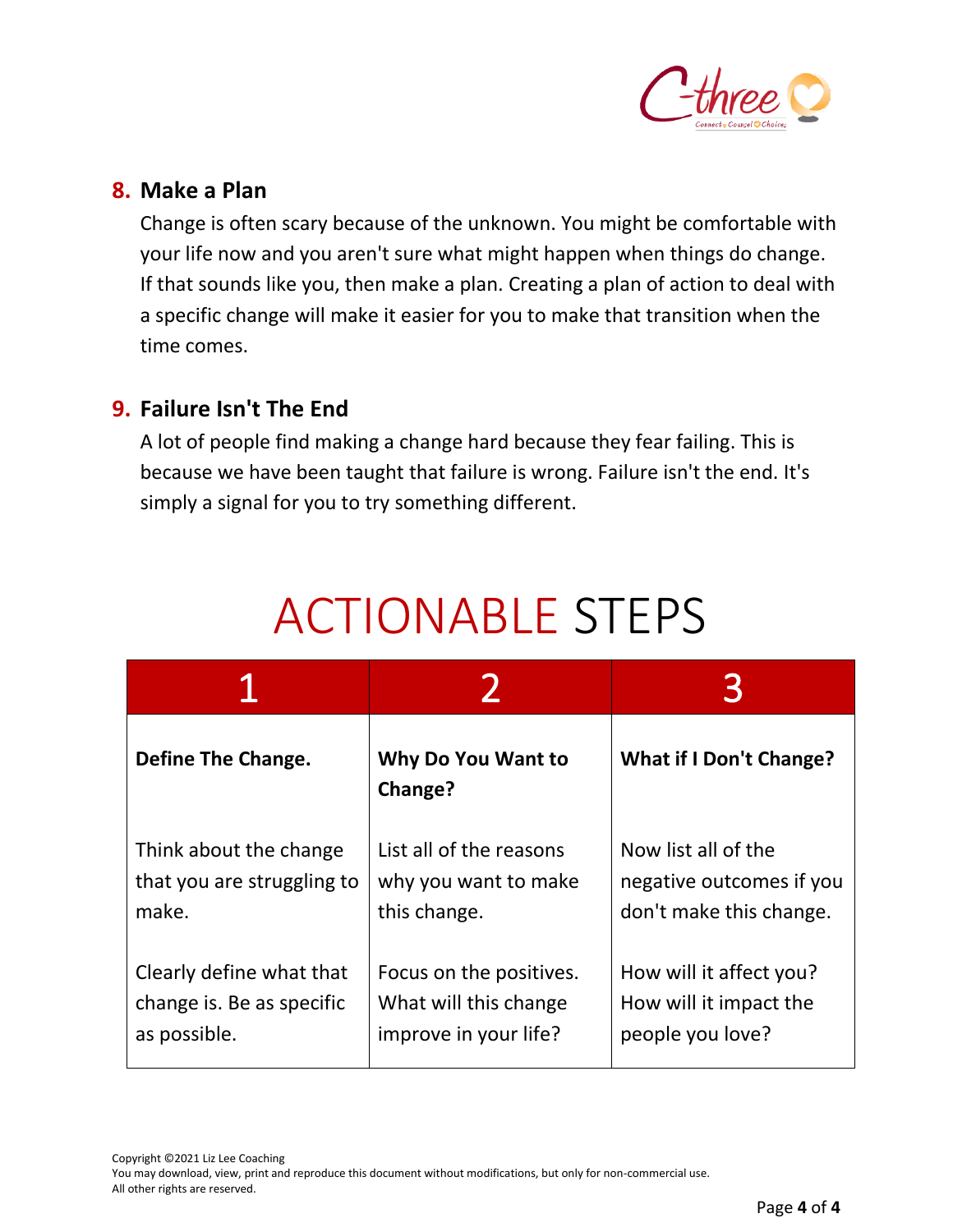## 8. Make a Plan

Change is often scary because of the unknown. You might be comfortable with your life now and you aren't sure what might happen when things do change. If that sounds like you, then make a plan. Creating a plan of action to deal with a specific change will make it easier for you to make that transition when the time comes.

## 9. Failure Isn't The End

A lot of people find making a change hard because they fear failing. This is because we have been taught that failure is wrong. Failure isn't the end. It's simply a signal for you to try something different.

# ACTIONABLE STEPS

| 1 | 2 | 3 |
|---|---|---|
| **Define The Change.** | **Why Do You Want to Change?** | **What if I Don't Change?** |
| Think about the change that you are struggling to make. | List all of the reasons why you want to make this change. | Now list all of the negative outcomes if you don't make this change. |
| Clearly define what that change is. Be as specific as possible. | Focus on the positives. What will this change improve in your life? | How will it affect you? How will it impact the people you love? |

Copyright ©2021 Liz Lee Coaching
You may download, view, print and reproduce this document without modifications, but only for non-commercial use.
All other rights are reserved.